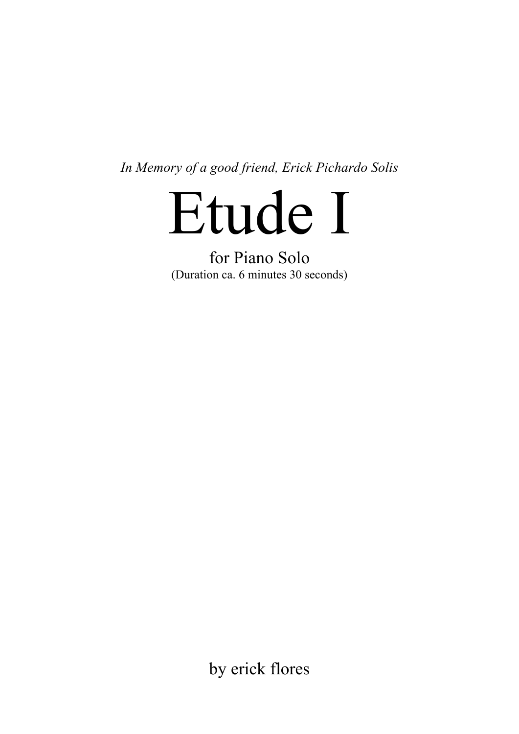*In Memory of a good friend, Erick Pichardo Solis*

# Etude I

for Piano Solo

(Duration ca. 6 minutes 30 seconds)

by erick flores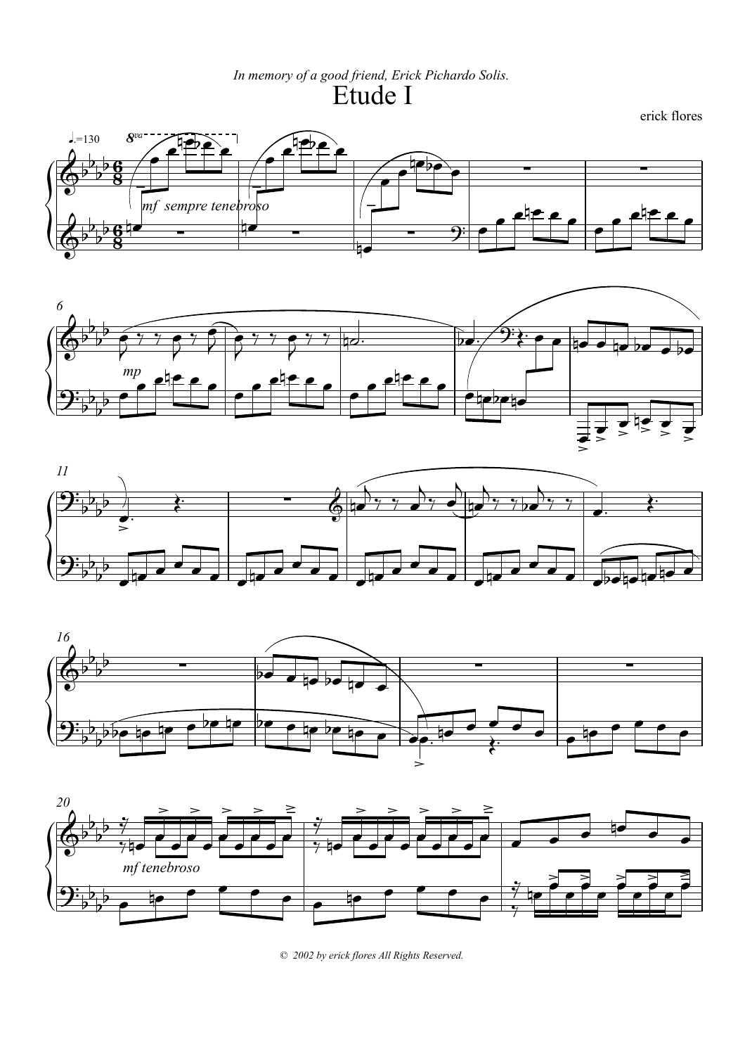*In memory of a good friend, Erick Pichardo Solis.*

# Etude I

erick flores

♩.=130

*mf sempre tenebroso*

*mp*

*mf tenebroso*

© 2002 by erick flores All Rights Reserved.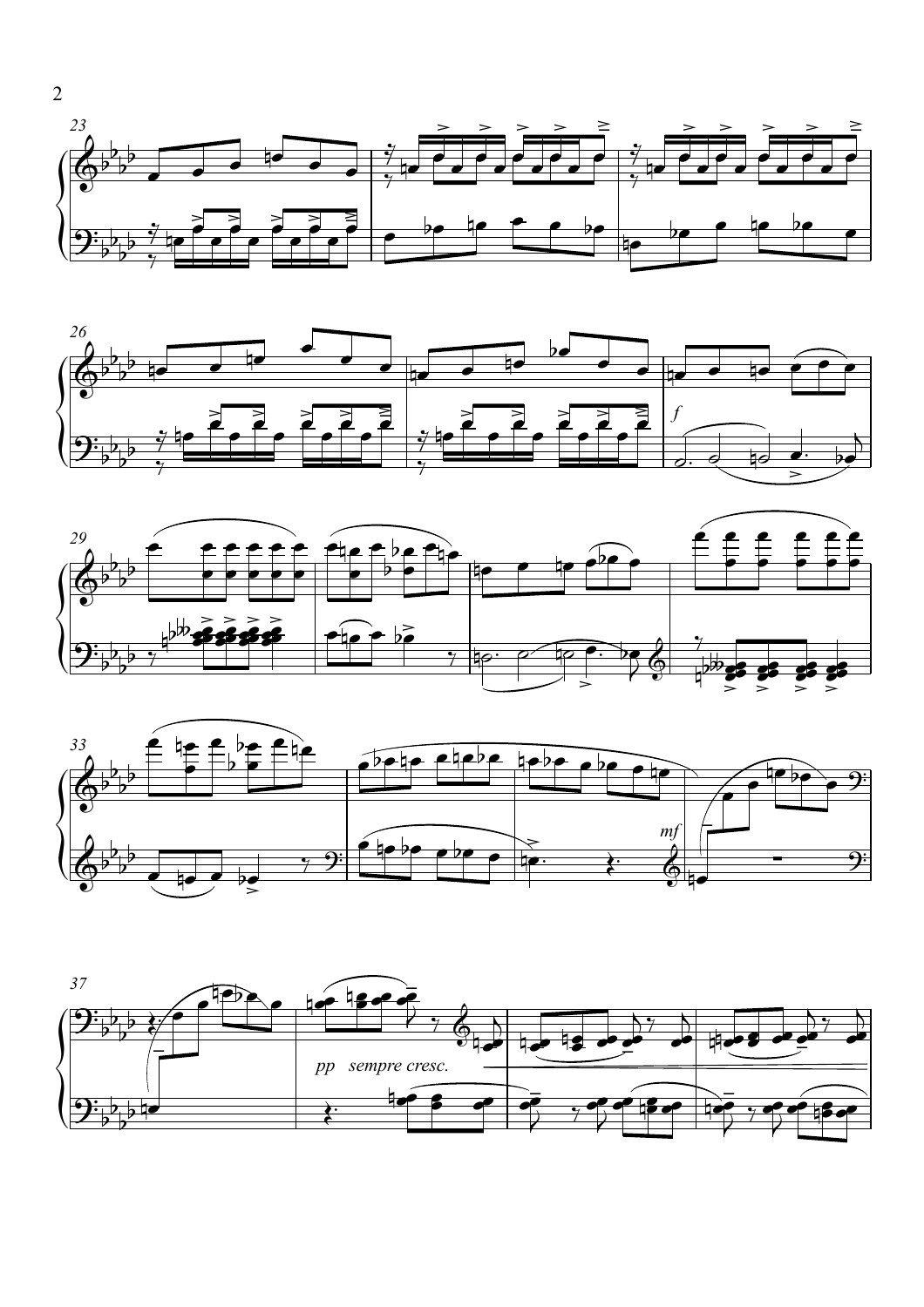*f*

*mf*

*pp sempre cresc.*